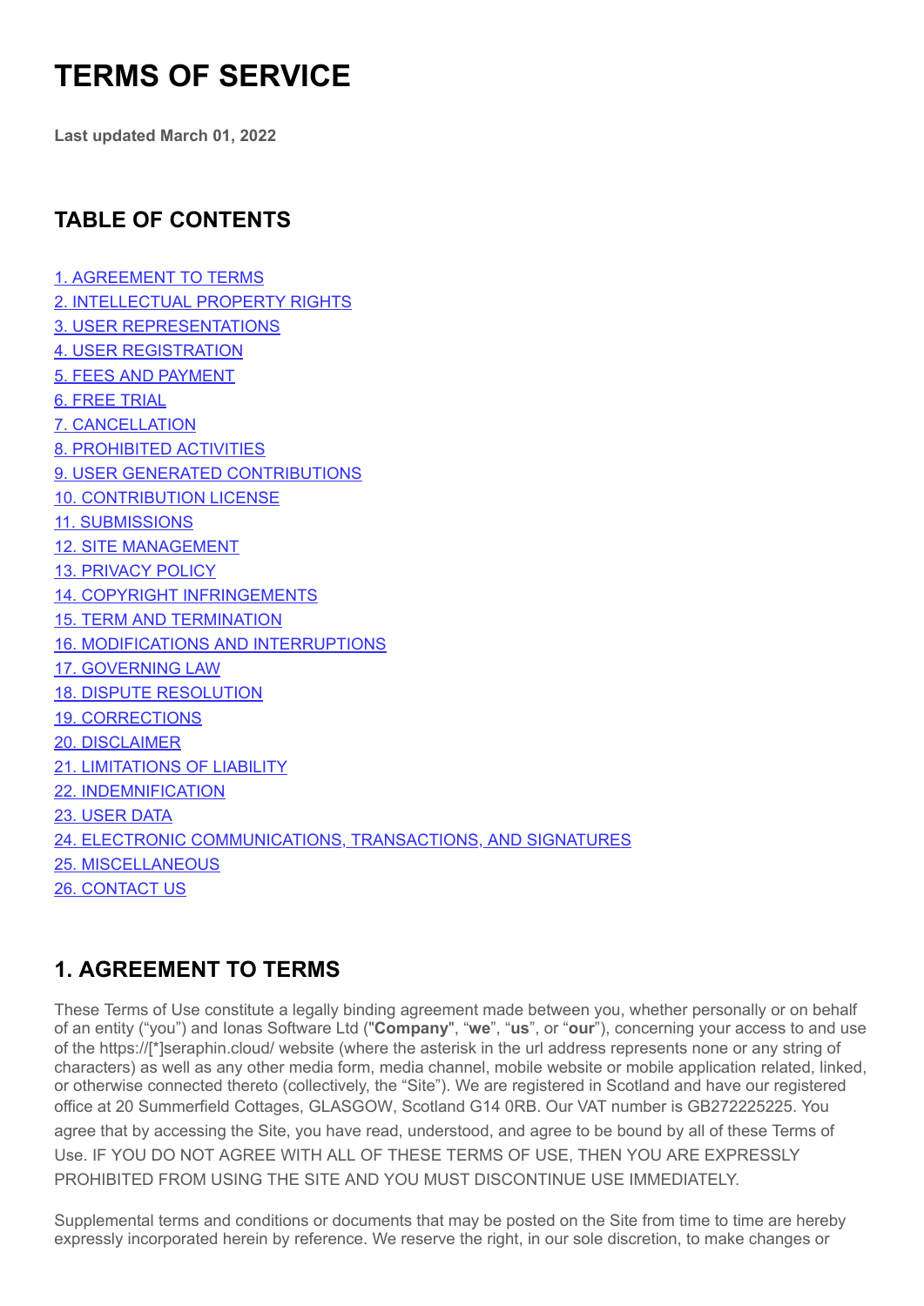# TERMS OF SERVICE

**Last updated March 01, 2022**

## TABLE OF CONTENTS

1. AGREEMENT TO TERMS
2. INTELLECTUAL PROPERTY RIGHTS
3. USER REPRESENTATIONS
4. USER REGISTRATION
5. FEES AND PAYMENT
6. FREE TRIAL
7. CANCELLATION
8. PROHIBITED ACTIVITIES
9. USER GENERATED CONTRIBUTIONS
10. CONTRIBUTION LICENSE
11. SUBMISSIONS
12. SITE MANAGEMENT
13. PRIVACY POLICY
14. COPYRIGHT INFRINGEMENTS
15. TERM AND TERMINATION
16. MODIFICATIONS AND INTERRUPTIONS
17. GOVERNING LAW
18. DISPUTE RESOLUTION
19. CORRECTIONS
20. DISCLAIMER
21. LIMITATIONS OF LIABILITY
22. INDEMNIFICATION
23. USER DATA
24. ELECTRONIC COMMUNICATIONS, TRANSACTIONS, AND SIGNATURES
25. MISCELLANEOUS
26. CONTACT US

## 1. AGREEMENT TO TERMS

These Terms of Use constitute a legally binding agreement made between you, whether personally or on behalf of an entity ("you") and Ionas Software Ltd ("**Company**", "**we**", "**us**", or "**our**"), concerning your access to and use of the https://[*]seraphin.cloud/ website (where the asterisk in the url address represents none or any string of characters) as well as any other media form, media channel, mobile website or mobile application related, linked, or otherwise connected thereto (collectively, the "Site"). We are registered in Scotland and have our registered office at 20 Summerfield Cottages, GLASGOW, Scotland G14 0RB. Our VAT number is GB272225225. You agree that by accessing the Site, you have read, understood, and agree to be bound by all of these Terms of Use. IF YOU DO NOT AGREE WITH ALL OF THESE TERMS OF USE, THEN YOU ARE EXPRESSLY PROHIBITED FROM USING THE SITE AND YOU MUST DISCONTINUE USE IMMEDIATELY.

Supplemental terms and conditions or documents that may be posted on the Site from time to time are hereby expressly incorporated herein by reference. We reserve the right, in our sole discretion, to make changes or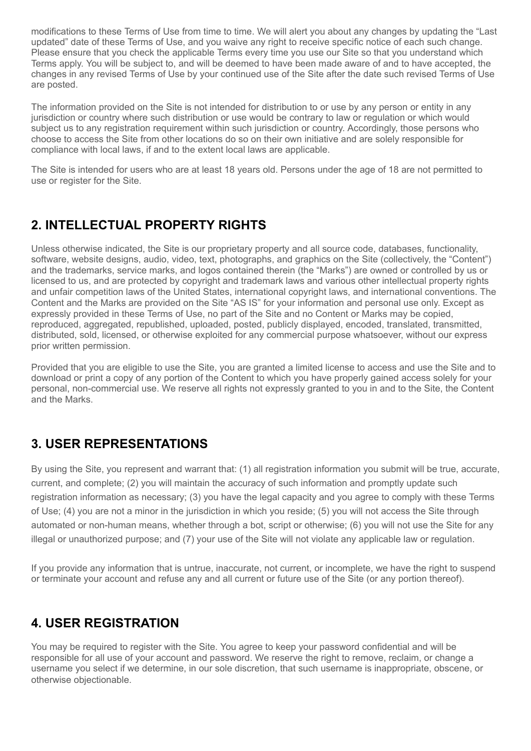modifications to these Terms of Use from time to time. We will alert you about any changes by updating the “Last updated” date of these Terms of Use, and you waive any right to receive specific notice of each such change. Please ensure that you check the applicable Terms every time you use our Site so that you understand which Terms apply. You will be subject to, and will be deemed to have been made aware of and to have accepted, the changes in any revised Terms of Use by your continued use of the Site after the date such revised Terms of Use are posted.

The information provided on the Site is not intended for distribution to or use by any person or entity in any jurisdiction or country where such distribution or use would be contrary to law or regulation or which would subject us to any registration requirement within such jurisdiction or country. Accordingly, those persons who choose to access the Site from other locations do so on their own initiative and are solely responsible for compliance with local laws, if and to the extent local laws are applicable.

The Site is intended for users who are at least 18 years old. Persons under the age of 18 are not permitted to use or register for the Site.

## 2. INTELLECTUAL PROPERTY RIGHTS

Unless otherwise indicated, the Site is our proprietary property and all source code, databases, functionality, software, website designs, audio, video, text, photographs, and graphics on the Site (collectively, the “Content”) and the trademarks, service marks, and logos contained therein (the “Marks”) are owned or controlled by us or licensed to us, and are protected by copyright and trademark laws and various other intellectual property rights and unfair competition laws of the United States, international copyright laws, and international conventions. The Content and the Marks are provided on the Site “AS IS” for your information and personal use only. Except as expressly provided in these Terms of Use, no part of the Site and no Content or Marks may be copied, reproduced, aggregated, republished, uploaded, posted, publicly displayed, encoded, translated, transmitted, distributed, sold, licensed, or otherwise exploited for any commercial purpose whatsoever, without our express prior written permission.

Provided that you are eligible to use the Site, you are granted a limited license to access and use the Site and to download or print a copy of any portion of the Content to which you have properly gained access solely for your personal, non-commercial use. We reserve all rights not expressly granted to you in and to the Site, the Content and the Marks.

## 3. USER REPRESENTATIONS

By using the Site, you represent and warrant that: (1) all registration information you submit will be true, accurate, current, and complete; (2) you will maintain the accuracy of such information and promptly update such registration information as necessary; (3) you have the legal capacity and you agree to comply with these Terms of Use; (4) you are not a minor in the jurisdiction in which you reside; (5) you will not access the Site through automated or non-human means, whether through a bot, script or otherwise; (6) you will not use the Site for any illegal or unauthorized purpose; and (7) your use of the Site will not violate any applicable law or regulation.

If you provide any information that is untrue, inaccurate, not current, or incomplete, we have the right to suspend or terminate your account and refuse any and all current or future use of the Site (or any portion thereof).

## 4. USER REGISTRATION

You may be required to register with the Site. You agree to keep your password confidential and will be responsible for all use of your account and password. We reserve the right to remove, reclaim, or change a username you select if we determine, in our sole discretion, that such username is inappropriate, obscene, or otherwise objectionable.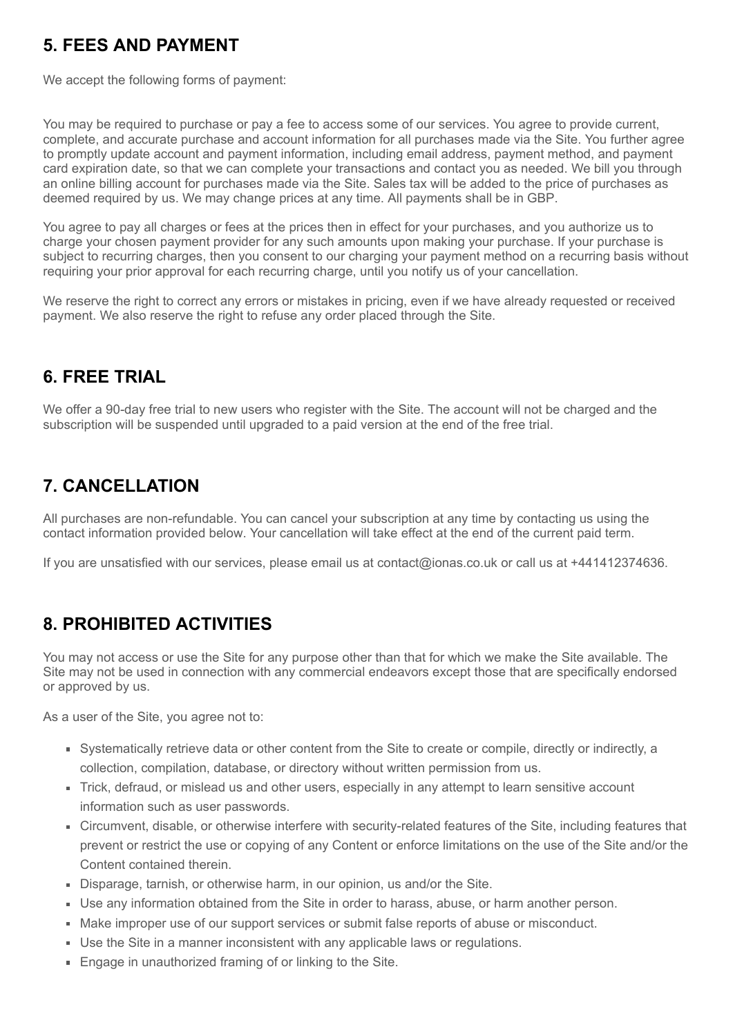## 5. FEES AND PAYMENT

We accept the following forms of payment:

You may be required to purchase or pay a fee to access some of our services. You agree to provide current, complete, and accurate purchase and account information for all purchases made via the Site. You further agree to promptly update account and payment information, including email address, payment method, and payment card expiration date, so that we can complete your transactions and contact you as needed. We bill you through an online billing account for purchases made via the Site. Sales tax will be added to the price of purchases as deemed required by us. We may change prices at any time. All payments shall be in GBP.

You agree to pay all charges or fees at the prices then in effect for your purchases, and you authorize us to charge your chosen payment provider for any such amounts upon making your purchase. If your purchase is subject to recurring charges, then you consent to our charging your payment method on a recurring basis without requiring your prior approval for each recurring charge, until you notify us of your cancellation.

We reserve the right to correct any errors or mistakes in pricing, even if we have already requested or received payment. We also reserve the right to refuse any order placed through the Site.

## 6. FREE TRIAL

We offer a 90-day free trial to new users who register with the Site. The account will not be charged and the subscription will be suspended until upgraded to a paid version at the end of the free trial.

## 7. CANCELLATION

All purchases are non-refundable. You can cancel your subscription at any time by contacting us using the contact information provided below. Your cancellation will take effect at the end of the current paid term.

If you are unsatisfied with our services, please email us at contact@ionas.co.uk or call us at +441412374636.

## 8. PROHIBITED ACTIVITIES

You may not access or use the Site for any purpose other than that for which we make the Site available. The Site may not be used in connection with any commercial endeavors except those that are specifically endorsed or approved by us.

As a user of the Site, you agree not to:

- Systematically retrieve data or other content from the Site to create or compile, directly or indirectly, a collection, compilation, database, or directory without written permission from us.
- Trick, defraud, or mislead us and other users, especially in any attempt to learn sensitive account information such as user passwords.
- Circumvent, disable, or otherwise interfere with security-related features of the Site, including features that prevent or restrict the use or copying of any Content or enforce limitations on the use of the Site and/or the Content contained therein.
- Disparage, tarnish, or otherwise harm, in our opinion, us and/or the Site.
- Use any information obtained from the Site in order to harass, abuse, or harm another person.
- Make improper use of our support services or submit false reports of abuse or misconduct.
- Use the Site in a manner inconsistent with any applicable laws or regulations.
- Engage in unauthorized framing of or linking to the Site.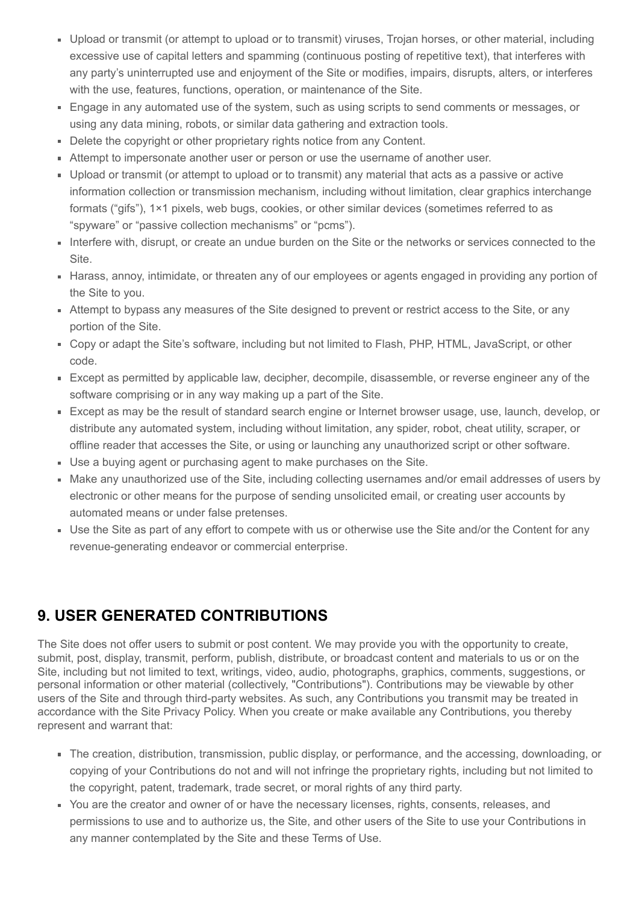- Upload or transmit (or attempt to upload or to transmit) viruses, Trojan horses, or other material, including excessive use of capital letters and spamming (continuous posting of repetitive text), that interferes with any party's uninterrupted use and enjoyment of the Site or modifies, impairs, disrupts, alters, or interferes with the use, features, functions, operation, or maintenance of the Site.
- Engage in any automated use of the system, such as using scripts to send comments or messages, or using any data mining, robots, or similar data gathering and extraction tools.
- Delete the copyright or other proprietary rights notice from any Content.
- Attempt to impersonate another user or person or use the username of another user.
- Upload or transmit (or attempt to upload or to transmit) any material that acts as a passive or active information collection or transmission mechanism, including without limitation, clear graphics interchange formats ("gifs"), 1×1 pixels, web bugs, cookies, or other similar devices (sometimes referred to as "spyware" or "passive collection mechanisms" or "pcms").
- Interfere with, disrupt, or create an undue burden on the Site or the networks or services connected to the Site.
- Harass, annoy, intimidate, or threaten any of our employees or agents engaged in providing any portion of the Site to you.
- Attempt to bypass any measures of the Site designed to prevent or restrict access to the Site, or any portion of the Site.
- Copy or adapt the Site's software, including but not limited to Flash, PHP, HTML, JavaScript, or other code.
- Except as permitted by applicable law, decipher, decompile, disassemble, or reverse engineer any of the software comprising or in any way making up a part of the Site.
- Except as may be the result of standard search engine or Internet browser usage, use, launch, develop, or distribute any automated system, including without limitation, any spider, robot, cheat utility, scraper, or offline reader that accesses the Site, or using or launching any unauthorized script or other software.
- Use a buying agent or purchasing agent to make purchases on the Site.
- Make any unauthorized use of the Site, including collecting usernames and/or email addresses of users by electronic or other means for the purpose of sending unsolicited email, or creating user accounts by automated means or under false pretenses.
- Use the Site as part of any effort to compete with us or otherwise use the Site and/or the Content for any revenue-generating endeavor or commercial enterprise.

## 9. USER GENERATED CONTRIBUTIONS

The Site does not offer users to submit or post content. We may provide you with the opportunity to create, submit, post, display, transmit, perform, publish, distribute, or broadcast content and materials to us or on the Site, including but not limited to text, writings, video, audio, photographs, graphics, comments, suggestions, or personal information or other material (collectively, "Contributions"). Contributions may be viewable by other users of the Site and through third-party websites. As such, any Contributions you transmit may be treated in accordance with the Site Privacy Policy. When you create or make available any Contributions, you thereby represent and warrant that:

- The creation, distribution, transmission, public display, or performance, and the accessing, downloading, or copying of your Contributions do not and will not infringe the proprietary rights, including but not limited to the copyright, patent, trademark, trade secret, or moral rights of any third party.
- You are the creator and owner of or have the necessary licenses, rights, consents, releases, and permissions to use and to authorize us, the Site, and other users of the Site to use your Contributions in any manner contemplated by the Site and these Terms of Use.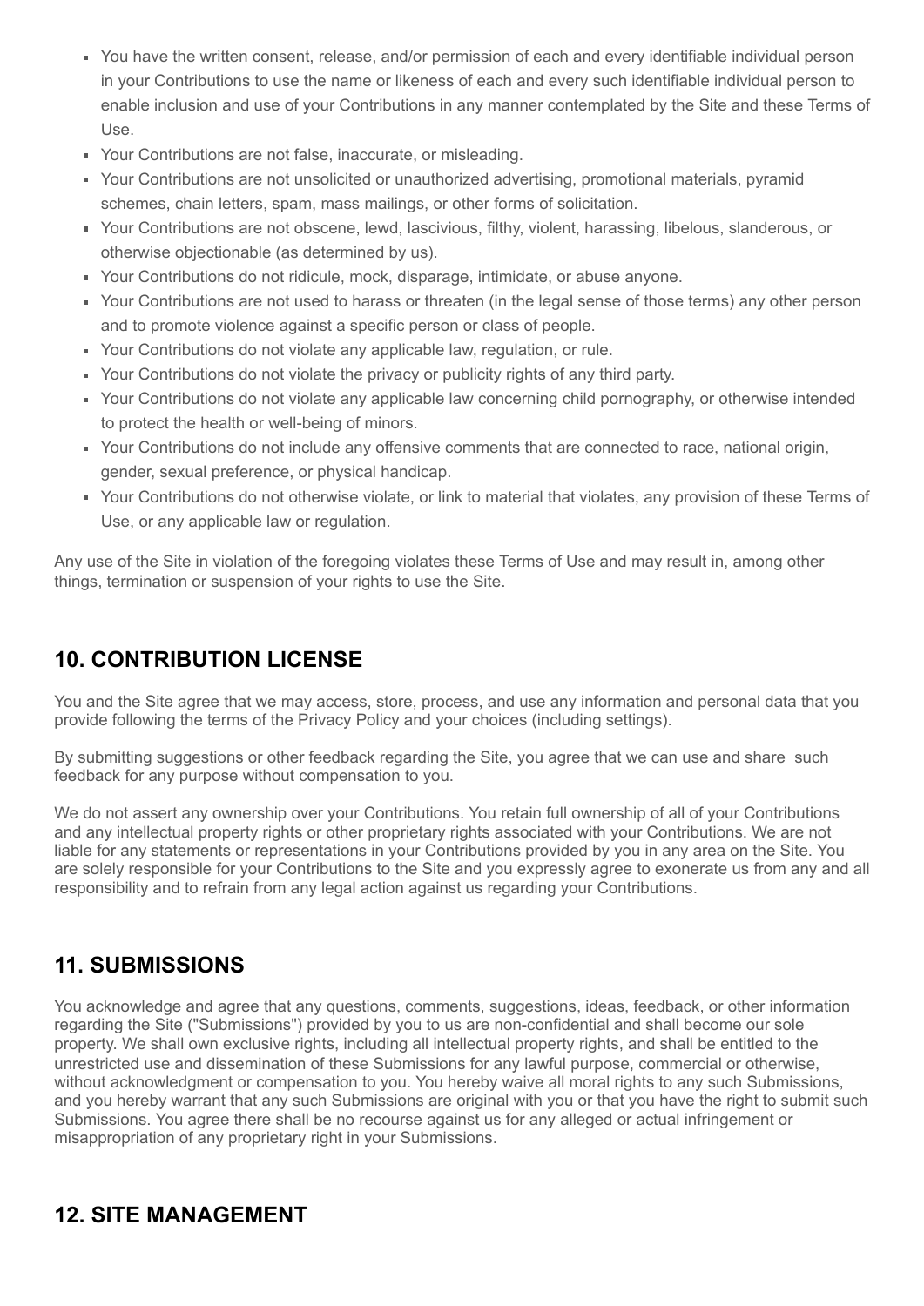- You have the written consent, release, and/or permission of each and every identifiable individual person in your Contributions to use the name or likeness of each and every such identifiable individual person to enable inclusion and use of your Contributions in any manner contemplated by the Site and these Terms of Use.
- Your Contributions are not false, inaccurate, or misleading.
- Your Contributions are not unsolicited or unauthorized advertising, promotional materials, pyramid schemes, chain letters, spam, mass mailings, or other forms of solicitation.
- Your Contributions are not obscene, lewd, lascivious, filthy, violent, harassing, libelous, slanderous, or otherwise objectionable (as determined by us).
- Your Contributions do not ridicule, mock, disparage, intimidate, or abuse anyone.
- Your Contributions are not used to harass or threaten (in the legal sense of those terms) any other person and to promote violence against a specific person or class of people.
- Your Contributions do not violate any applicable law, regulation, or rule.
- Your Contributions do not violate the privacy or publicity rights of any third party.
- Your Contributions do not violate any applicable law concerning child pornography, or otherwise intended to protect the health or well-being of minors.
- Your Contributions do not include any offensive comments that are connected to race, national origin, gender, sexual preference, or physical handicap.
- Your Contributions do not otherwise violate, or link to material that violates, any provision of these Terms of Use, or any applicable law or regulation.

Any use of the Site in violation of the foregoing violates these Terms of Use and may result in, among other things, termination or suspension of your rights to use the Site.

## 10. CONTRIBUTION LICENSE

You and the Site agree that we may access, store, process, and use any information and personal data that you provide following the terms of the Privacy Policy and your choices (including settings).

By submitting suggestions or other feedback regarding the Site, you agree that we can use and share such feedback for any purpose without compensation to you.

We do not assert any ownership over your Contributions. You retain full ownership of all of your Contributions and any intellectual property rights or other proprietary rights associated with your Contributions. We are not liable for any statements or representations in your Contributions provided by you in any area on the Site. You are solely responsible for your Contributions to the Site and you expressly agree to exonerate us from any and all responsibility and to refrain from any legal action against us regarding your Contributions.

## 11. SUBMISSIONS

You acknowledge and agree that any questions, comments, suggestions, ideas, feedback, or other information regarding the Site ("Submissions") provided by you to us are non-confidential and shall become our sole property. We shall own exclusive rights, including all intellectual property rights, and shall be entitled to the unrestricted use and dissemination of these Submissions for any lawful purpose, commercial or otherwise, without acknowledgment or compensation to you. You hereby waive all moral rights to any such Submissions, and you hereby warrant that any such Submissions are original with you or that you have the right to submit such Submissions. You agree there shall be no recourse against us for any alleged or actual infringement or misappropriation of any proprietary right in your Submissions.

## 12. SITE MANAGEMENT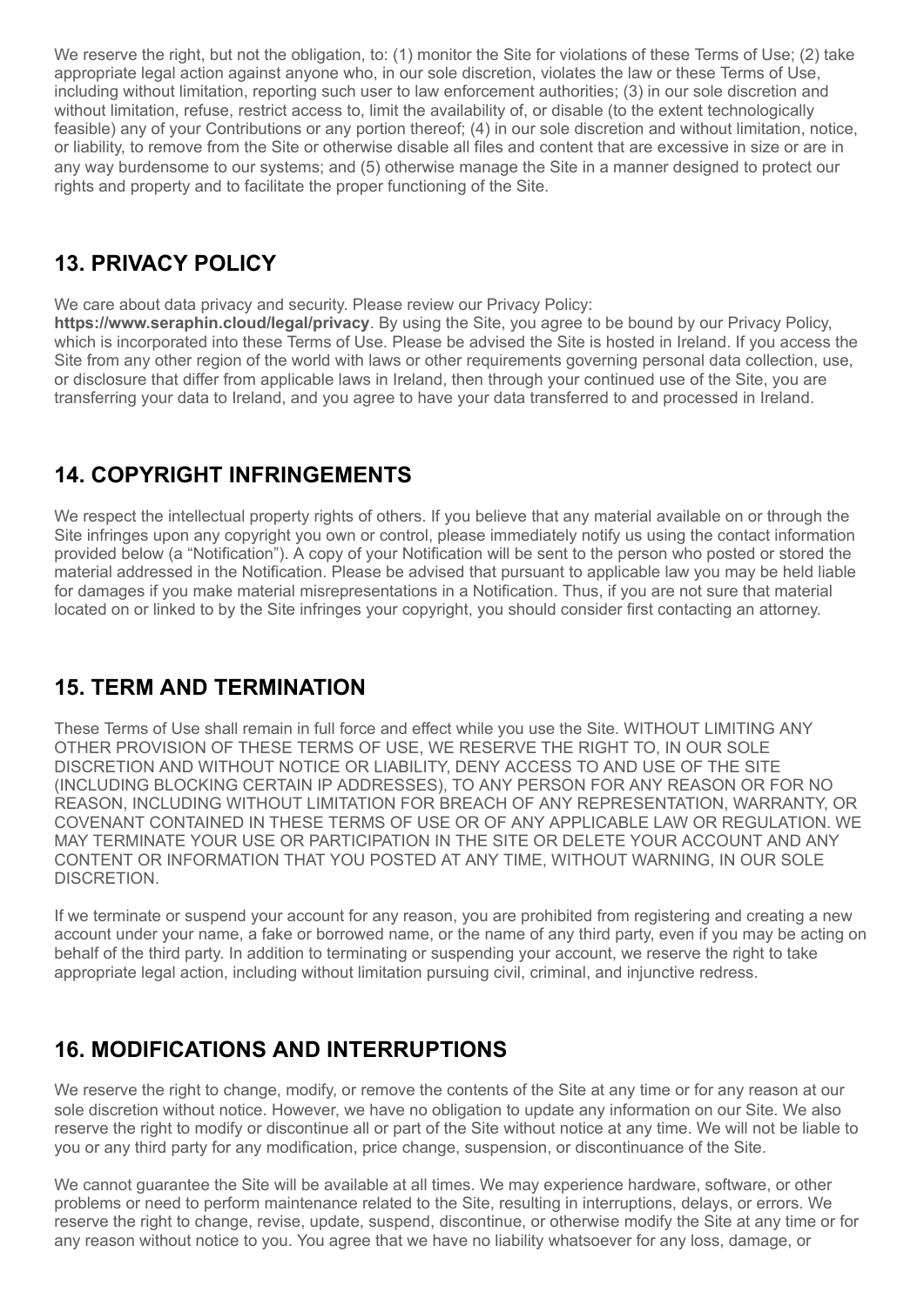We reserve the right, but not the obligation, to: (1) monitor the Site for violations of these Terms of Use; (2) take appropriate legal action against anyone who, in our sole discretion, violates the law or these Terms of Use, including without limitation, reporting such user to law enforcement authorities; (3) in our sole discretion and without limitation, refuse, restrict access to, limit the availability of, or disable (to the extent technologically feasible) any of your Contributions or any portion thereof; (4) in our sole discretion and without limitation, notice, or liability, to remove from the Site or otherwise disable all files and content that are excessive in size or are in any way burdensome to our systems; and (5) otherwise manage the Site in a manner designed to protect our rights and property and to facilitate the proper functioning of the Site.

## 13. PRIVACY POLICY

We care about data privacy and security. Please review our Privacy Policy: **https://www.seraphin.cloud/legal/privacy**. By using the Site, you agree to be bound by our Privacy Policy, which is incorporated into these Terms of Use. Please be advised the Site is hosted in Ireland. If you access the Site from any other region of the world with laws or other requirements governing personal data collection, use, or disclosure that differ from applicable laws in Ireland, then through your continued use of the Site, you are transferring your data to Ireland, and you agree to have your data transferred to and processed in Ireland.

## 14. COPYRIGHT INFRINGEMENTS

We respect the intellectual property rights of others. If you believe that any material available on or through the Site infringes upon any copyright you own or control, please immediately notify us using the contact information provided below (a "Notification"). A copy of your Notification will be sent to the person who posted or stored the material addressed in the Notification. Please be advised that pursuant to applicable law you may be held liable for damages if you make material misrepresentations in a Notification. Thus, if you are not sure that material located on or linked to by the Site infringes your copyright, you should consider first contacting an attorney.

## 15. TERM AND TERMINATION

These Terms of Use shall remain in full force and effect while you use the Site. WITHOUT LIMITING ANY OTHER PROVISION OF THESE TERMS OF USE, WE RESERVE THE RIGHT TO, IN OUR SOLE DISCRETION AND WITHOUT NOTICE OR LIABILITY, DENY ACCESS TO AND USE OF THE SITE (INCLUDING BLOCKING CERTAIN IP ADDRESSES), TO ANY PERSON FOR ANY REASON OR FOR NO REASON, INCLUDING WITHOUT LIMITATION FOR BREACH OF ANY REPRESENTATION, WARRANTY, OR COVENANT CONTAINED IN THESE TERMS OF USE OR OF ANY APPLICABLE LAW OR REGULATION. WE MAY TERMINATE YOUR USE OR PARTICIPATION IN THE SITE OR DELETE YOUR ACCOUNT AND ANY CONTENT OR INFORMATION THAT YOU POSTED AT ANY TIME, WITHOUT WARNING, IN OUR SOLE DISCRETION.

If we terminate or suspend your account for any reason, you are prohibited from registering and creating a new account under your name, a fake or borrowed name, or the name of any third party, even if you may be acting on behalf of the third party. In addition to terminating or suspending your account, we reserve the right to take appropriate legal action, including without limitation pursuing civil, criminal, and injunctive redress.

## 16. MODIFICATIONS AND INTERRUPTIONS

We reserve the right to change, modify, or remove the contents of the Site at any time or for any reason at our sole discretion without notice. However, we have no obligation to update any information on our Site. We also reserve the right to modify or discontinue all or part of the Site without notice at any time. We will not be liable to you or any third party for any modification, price change, suspension, or discontinuance of the Site.

We cannot guarantee the Site will be available at all times. We may experience hardware, software, or other problems or need to perform maintenance related to the Site, resulting in interruptions, delays, or errors. We reserve the right to change, revise, update, suspend, discontinue, or otherwise modify the Site at any time or for any reason without notice to you. You agree that we have no liability whatsoever for any loss, damage, or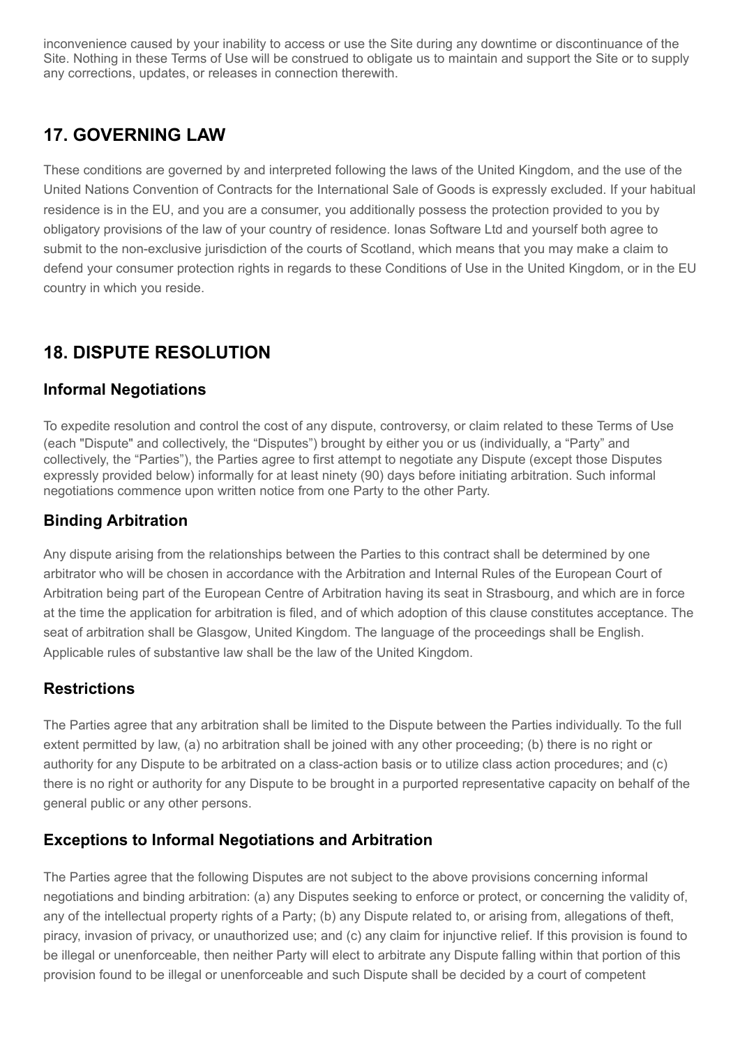inconvenience caused by your inability to access or use the Site during any downtime or discontinuance of the Site. Nothing in these Terms of Use will be construed to obligate us to maintain and support the Site or to supply any corrections, updates, or releases in connection therewith.

## 17. GOVERNING LAW

These conditions are governed by and interpreted following the laws of the United Kingdom, and the use of the United Nations Convention of Contracts for the International Sale of Goods is expressly excluded. If your habitual residence is in the EU, and you are a consumer, you additionally possess the protection provided to you by obligatory provisions of the law of your country of residence. Ionas Software Ltd and yourself both agree to submit to the non-exclusive jurisdiction of the courts of Scotland, which means that you may make a claim to defend your consumer protection rights in regards to these Conditions of Use in the United Kingdom, or in the EU country in which you reside.

## 18. DISPUTE RESOLUTION

### Informal Negotiations

To expedite resolution and control the cost of any dispute, controversy, or claim related to these Terms of Use (each "Dispute" and collectively, the “Disputes”) brought by either you or us (individually, a “Party” and collectively, the “Parties”), the Parties agree to first attempt to negotiate any Dispute (except those Disputes expressly provided below) informally for at least ninety (90) days before initiating arbitration. Such informal negotiations commence upon written notice from one Party to the other Party.

### Binding Arbitration

Any dispute arising from the relationships between the Parties to this contract shall be determined by one arbitrator who will be chosen in accordance with the Arbitration and Internal Rules of the European Court of Arbitration being part of the European Centre of Arbitration having its seat in Strasbourg, and which are in force at the time the application for arbitration is filed, and of which adoption of this clause constitutes acceptance. The seat of arbitration shall be Glasgow, United Kingdom. The language of the proceedings shall be English. Applicable rules of substantive law shall be the law of the United Kingdom.

### Restrictions

The Parties agree that any arbitration shall be limited to the Dispute between the Parties individually. To the full extent permitted by law, (a) no arbitration shall be joined with any other proceeding; (b) there is no right or authority for any Dispute to be arbitrated on a class-action basis or to utilize class action procedures; and (c) there is no right or authority for any Dispute to be brought in a purported representative capacity on behalf of the general public or any other persons.

### Exceptions to Informal Negotiations and Arbitration

The Parties agree that the following Disputes are not subject to the above provisions concerning informal negotiations and binding arbitration: (a) any Disputes seeking to enforce or protect, or concerning the validity of, any of the intellectual property rights of a Party; (b) any Dispute related to, or arising from, allegations of theft, piracy, invasion of privacy, or unauthorized use; and (c) any claim for injunctive relief. If this provision is found to be illegal or unenforceable, then neither Party will elect to arbitrate any Dispute falling within that portion of this provision found to be illegal or unenforceable and such Dispute shall be decided by a court of competent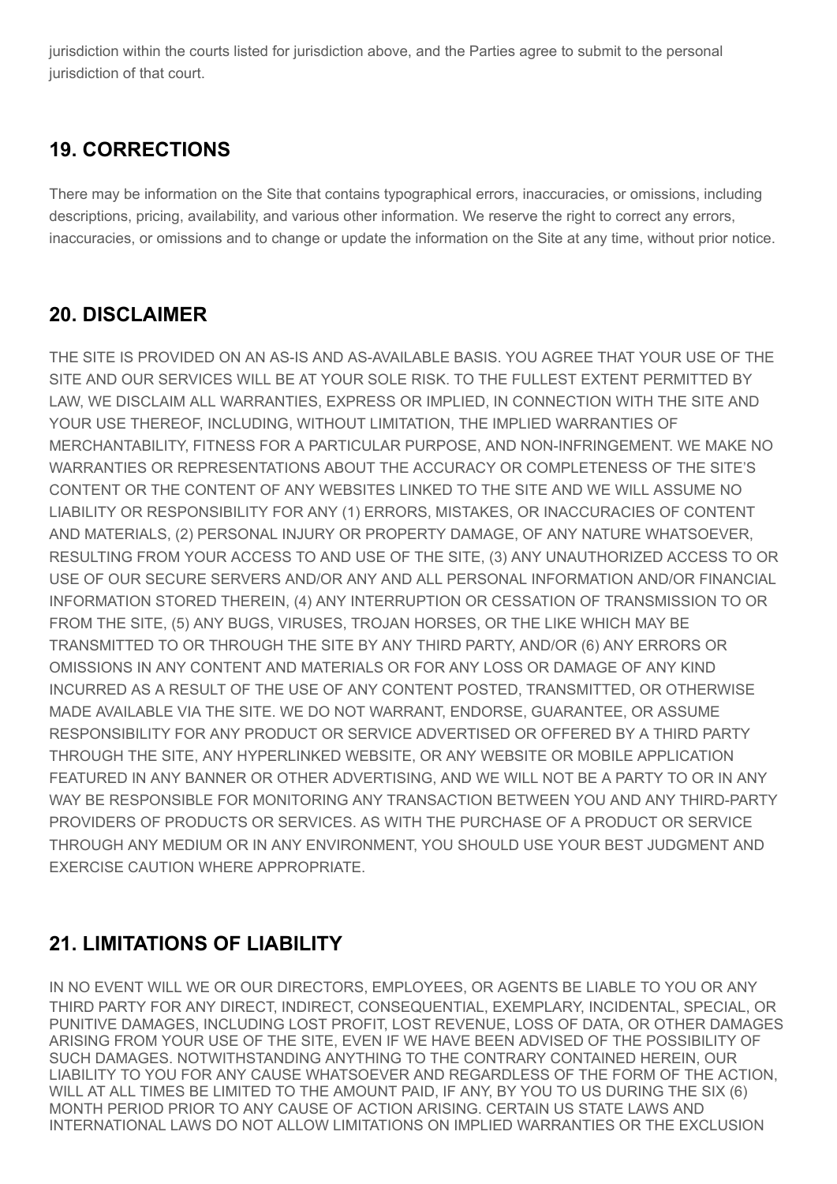jurisdiction within the courts listed for jurisdiction above, and the Parties agree to submit to the personal jurisdiction of that court.

## 19. CORRECTIONS

There may be information on the Site that contains typographical errors, inaccuracies, or omissions, including descriptions, pricing, availability, and various other information. We reserve the right to correct any errors, inaccuracies, or omissions and to change or update the information on the Site at any time, without prior notice.

## 20. DISCLAIMER

THE SITE IS PROVIDED ON AN AS-IS AND AS-AVAILABLE BASIS. YOU AGREE THAT YOUR USE OF THE SITE AND OUR SERVICES WILL BE AT YOUR SOLE RISK. TO THE FULLEST EXTENT PERMITTED BY LAW, WE DISCLAIM ALL WARRANTIES, EXPRESS OR IMPLIED, IN CONNECTION WITH THE SITE AND YOUR USE THEREOF, INCLUDING, WITHOUT LIMITATION, THE IMPLIED WARRANTIES OF MERCHANTABILITY, FITNESS FOR A PARTICULAR PURPOSE, AND NON-INFRINGEMENT. WE MAKE NO WARRANTIES OR REPRESENTATIONS ABOUT THE ACCURACY OR COMPLETENESS OF THE SITE'S CONTENT OR THE CONTENT OF ANY WEBSITES LINKED TO THE SITE AND WE WILL ASSUME NO LIABILITY OR RESPONSIBILITY FOR ANY (1) ERRORS, MISTAKES, OR INACCURACIES OF CONTENT AND MATERIALS, (2) PERSONAL INJURY OR PROPERTY DAMAGE, OF ANY NATURE WHATSOEVER, RESULTING FROM YOUR ACCESS TO AND USE OF THE SITE, (3) ANY UNAUTHORIZED ACCESS TO OR USE OF OUR SECURE SERVERS AND/OR ANY AND ALL PERSONAL INFORMATION AND/OR FINANCIAL INFORMATION STORED THEREIN, (4) ANY INTERRUPTION OR CESSATION OF TRANSMISSION TO OR FROM THE SITE, (5) ANY BUGS, VIRUSES, TROJAN HORSES, OR THE LIKE WHICH MAY BE TRANSMITTED TO OR THROUGH THE SITE BY ANY THIRD PARTY, AND/OR (6) ANY ERRORS OR OMISSIONS IN ANY CONTENT AND MATERIALS OR FOR ANY LOSS OR DAMAGE OF ANY KIND INCURRED AS A RESULT OF THE USE OF ANY CONTENT POSTED, TRANSMITTED, OR OTHERWISE MADE AVAILABLE VIA THE SITE. WE DO NOT WARRANT, ENDORSE, GUARANTEE, OR ASSUME RESPONSIBILITY FOR ANY PRODUCT OR SERVICE ADVERTISED OR OFFERED BY A THIRD PARTY THROUGH THE SITE, ANY HYPERLINKED WEBSITE, OR ANY WEBSITE OR MOBILE APPLICATION FEATURED IN ANY BANNER OR OTHER ADVERTISING, AND WE WILL NOT BE A PARTY TO OR IN ANY WAY BE RESPONSIBLE FOR MONITORING ANY TRANSACTION BETWEEN YOU AND ANY THIRD-PARTY PROVIDERS OF PRODUCTS OR SERVICES. AS WITH THE PURCHASE OF A PRODUCT OR SERVICE THROUGH ANY MEDIUM OR IN ANY ENVIRONMENT, YOU SHOULD USE YOUR BEST JUDGMENT AND EXERCISE CAUTION WHERE APPROPRIATE.

## 21. LIMITATIONS OF LIABILITY

IN NO EVENT WILL WE OR OUR DIRECTORS, EMPLOYEES, OR AGENTS BE LIABLE TO YOU OR ANY THIRD PARTY FOR ANY DIRECT, INDIRECT, CONSEQUENTIAL, EXEMPLARY, INCIDENTAL, SPECIAL, OR PUNITIVE DAMAGES, INCLUDING LOST PROFIT, LOST REVENUE, LOSS OF DATA, OR OTHER DAMAGES ARISING FROM YOUR USE OF THE SITE, EVEN IF WE HAVE BEEN ADVISED OF THE POSSIBILITY OF SUCH DAMAGES. NOTWITHSTANDING ANYTHING TO THE CONTRARY CONTAINED HEREIN, OUR LIABILITY TO YOU FOR ANY CAUSE WHATSOEVER AND REGARDLESS OF THE FORM OF THE ACTION, WILL AT ALL TIMES BE LIMITED TO THE AMOUNT PAID, IF ANY, BY YOU TO US DURING THE SIX (6) MONTH PERIOD PRIOR TO ANY CAUSE OF ACTION ARISING. CERTAIN US STATE LAWS AND INTERNATIONAL LAWS DO NOT ALLOW LIMITATIONS ON IMPLIED WARRANTIES OR THE EXCLUSION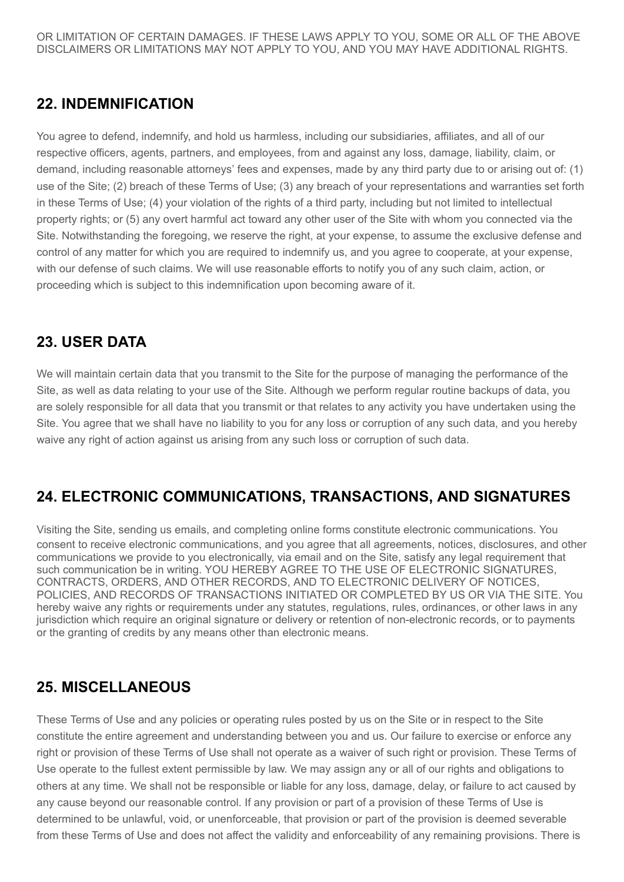OR LIMITATION OF CERTAIN DAMAGES. IF THESE LAWS APPLY TO YOU, SOME OR ALL OF THE ABOVE DISCLAIMERS OR LIMITATIONS MAY NOT APPLY TO YOU, AND YOU MAY HAVE ADDITIONAL RIGHTS.

## 22. INDEMNIFICATION

You agree to defend, indemnify, and hold us harmless, including our subsidiaries, affiliates, and all of our respective officers, agents, partners, and employees, from and against any loss, damage, liability, claim, or demand, including reasonable attorneys' fees and expenses, made by any third party due to or arising out of: (1) use of the Site; (2) breach of these Terms of Use; (3) any breach of your representations and warranties set forth in these Terms of Use; (4) your violation of the rights of a third party, including but not limited to intellectual property rights; or (5) any overt harmful act toward any other user of the Site with whom you connected via the Site. Notwithstanding the foregoing, we reserve the right, at your expense, to assume the exclusive defense and control of any matter for which you are required to indemnify us, and you agree to cooperate, at your expense, with our defense of such claims. We will use reasonable efforts to notify you of any such claim, action, or proceeding which is subject to this indemnification upon becoming aware of it.

## 23. USER DATA

We will maintain certain data that you transmit to the Site for the purpose of managing the performance of the Site, as well as data relating to your use of the Site. Although we perform regular routine backups of data, you are solely responsible for all data that you transmit or that relates to any activity you have undertaken using the Site. You agree that we shall have no liability to you for any loss or corruption of any such data, and you hereby waive any right of action against us arising from any such loss or corruption of such data.

## 24. ELECTRONIC COMMUNICATIONS, TRANSACTIONS, AND SIGNATURES

Visiting the Site, sending us emails, and completing online forms constitute electronic communications. You consent to receive electronic communications, and you agree that all agreements, notices, disclosures, and other communications we provide to you electronically, via email and on the Site, satisfy any legal requirement that such communication be in writing. YOU HEREBY AGREE TO THE USE OF ELECTRONIC SIGNATURES, CONTRACTS, ORDERS, AND OTHER RECORDS, AND TO ELECTRONIC DELIVERY OF NOTICES, POLICIES, AND RECORDS OF TRANSACTIONS INITIATED OR COMPLETED BY US OR VIA THE SITE. You hereby waive any rights or requirements under any statutes, regulations, rules, ordinances, or other laws in any jurisdiction which require an original signature or delivery or retention of non-electronic records, or to payments or the granting of credits by any means other than electronic means.

## 25. MISCELLANEOUS

These Terms of Use and any policies or operating rules posted by us on the Site or in respect to the Site constitute the entire agreement and understanding between you and us. Our failure to exercise or enforce any right or provision of these Terms of Use shall not operate as a waiver of such right or provision. These Terms of Use operate to the fullest extent permissible by law. We may assign any or all of our rights and obligations to others at any time. We shall not be responsible or liable for any loss, damage, delay, or failure to act caused by any cause beyond our reasonable control. If any provision or part of a provision of these Terms of Use is determined to be unlawful, void, or unenforceable, that provision or part of the provision is deemed severable from these Terms of Use and does not affect the validity and enforceability of any remaining provisions. There is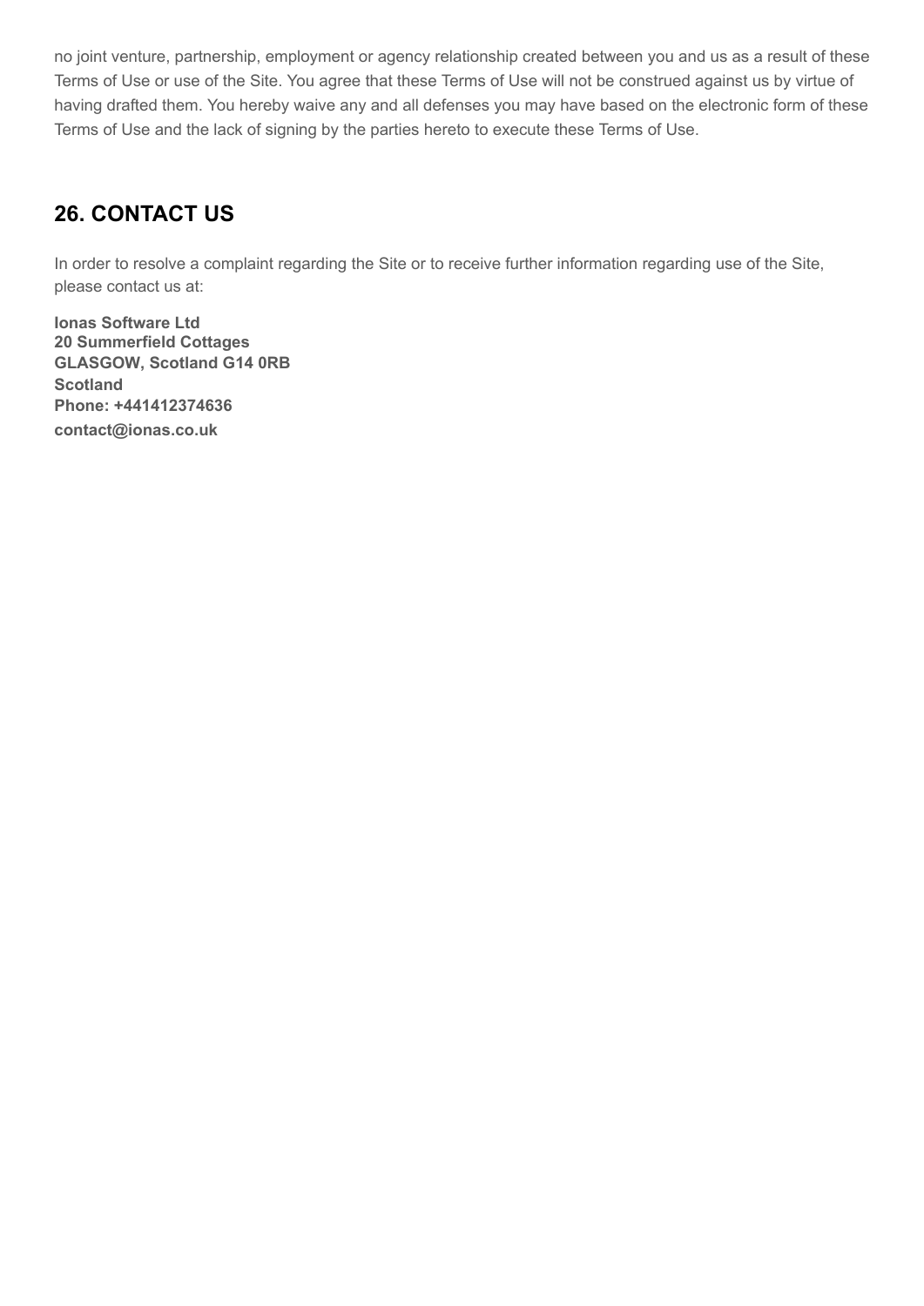no joint venture, partnership, employment or agency relationship created between you and us as a result of these Terms of Use or use of the Site. You agree that these Terms of Use will not be construed against us by virtue of having drafted them. You hereby waive any and all defenses you may have based on the electronic form of these Terms of Use and the lack of signing by the parties hereto to execute these Terms of Use.

## 26. CONTACT US

In order to resolve a complaint regarding the Site or to receive further information regarding use of the Site, please contact us at:

**Ionas Software Ltd**
**20 Summerfield Cottages**
**GLASGOW, Scotland G14 0RB**
**Scotland**
**Phone: +441412374636**
**contact@ionas.co.uk**